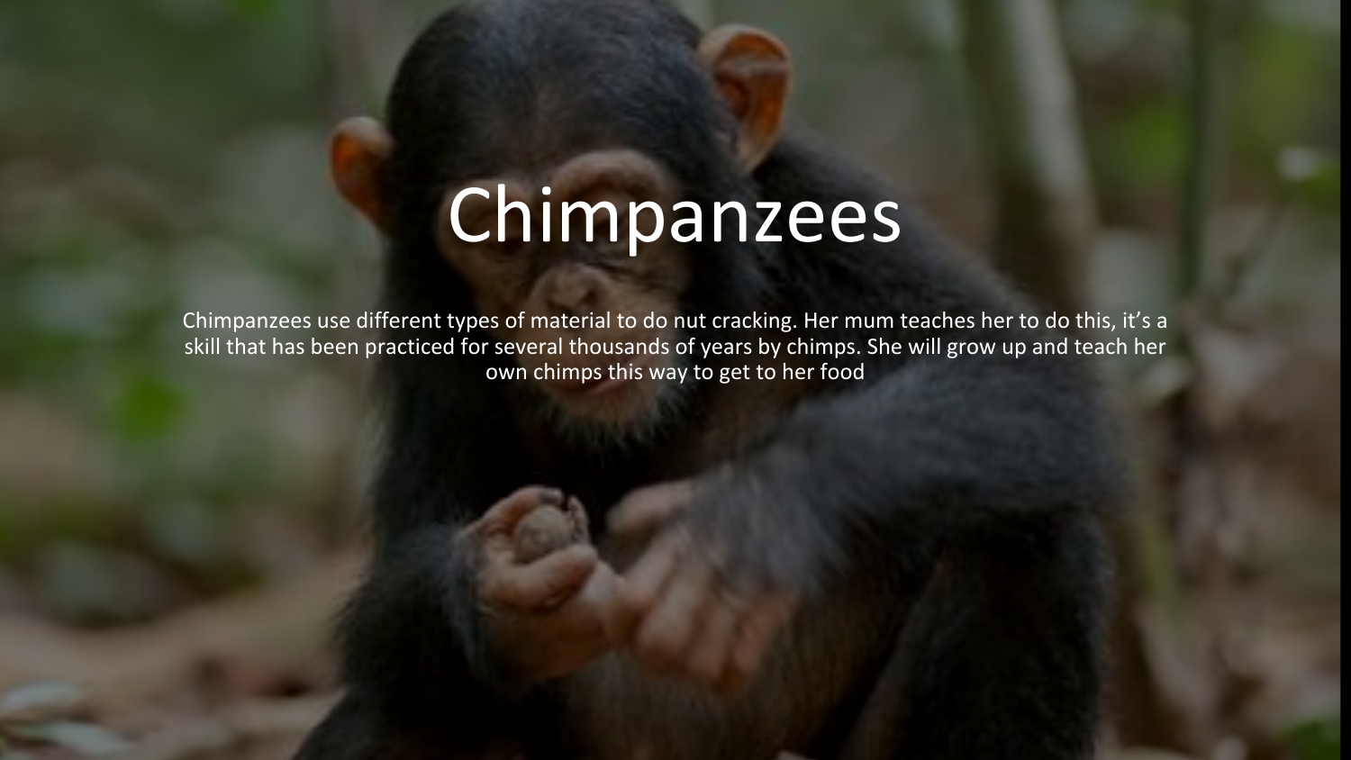# Chimpanzees

Chimpanzees use different types of material to do nut cracking. Her mum teaches her to do this, it's a skill that has been practiced for several thousands of years by chimps. She will grow up and teach her own chimps this way to get to her food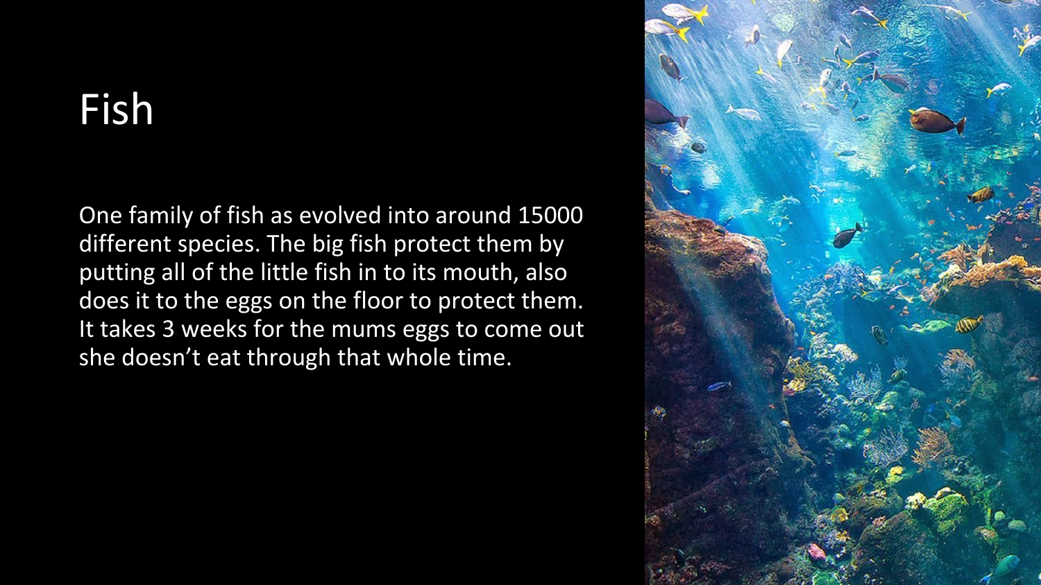# Fish

One family of fish as evolved into around 15000 different species. The big fish protect them by putting all of the little fish in to its mouth, also does it to the eggs on the floor to protect them. It takes 3 weeks for the mums eggs to come out she doesn't eat through that whole time.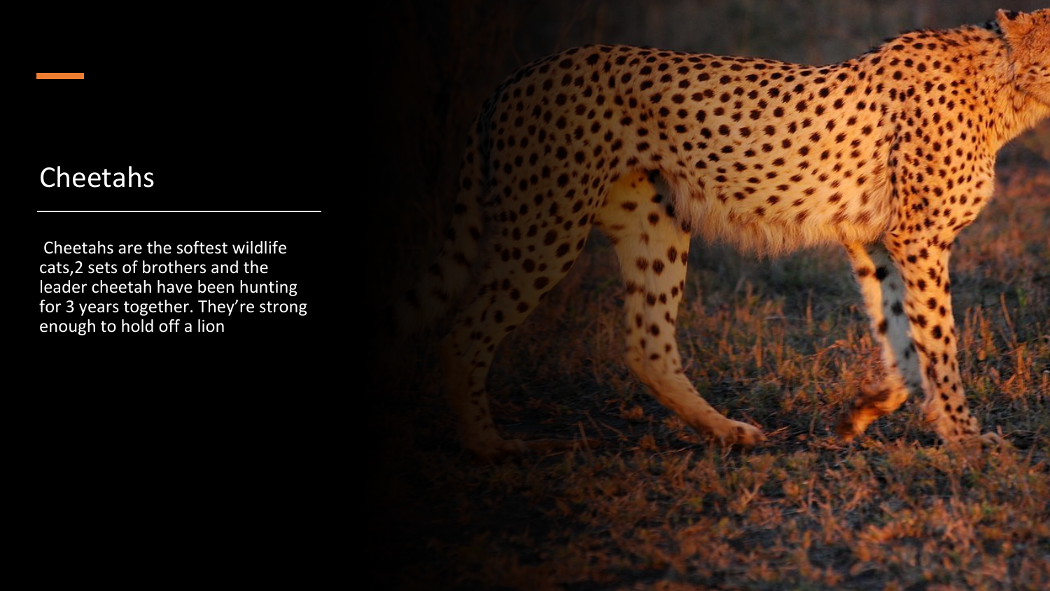# Cheetahs

Cheetahs are the softest wildlife cats,2 sets of brothers and the leader cheetah have been hunting for 3 years together. They're strong enough to hold off a lion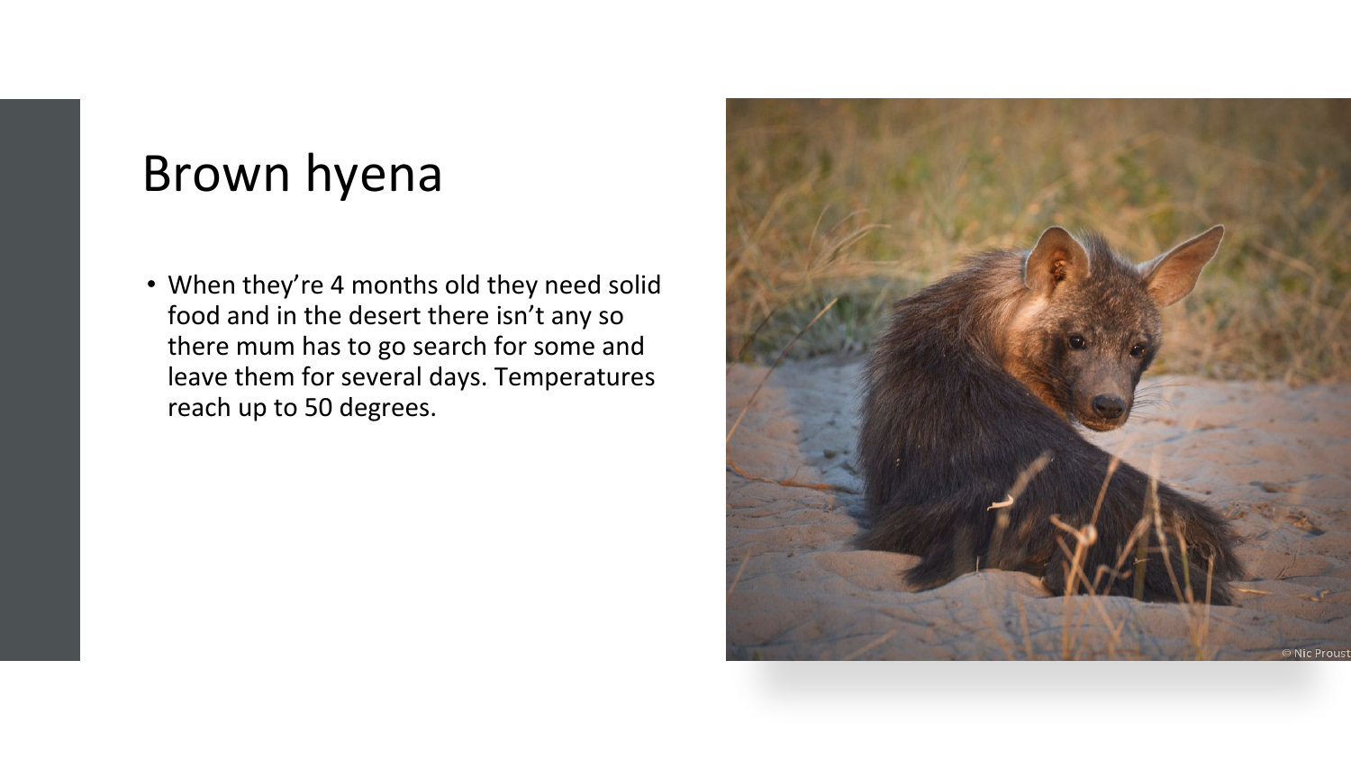# Brown hyena

- When they're 4 months old they need solid food and in the desert there isn't any so there mum has to go search for some and leave them for several days. Temperatures reach up to 50 degrees.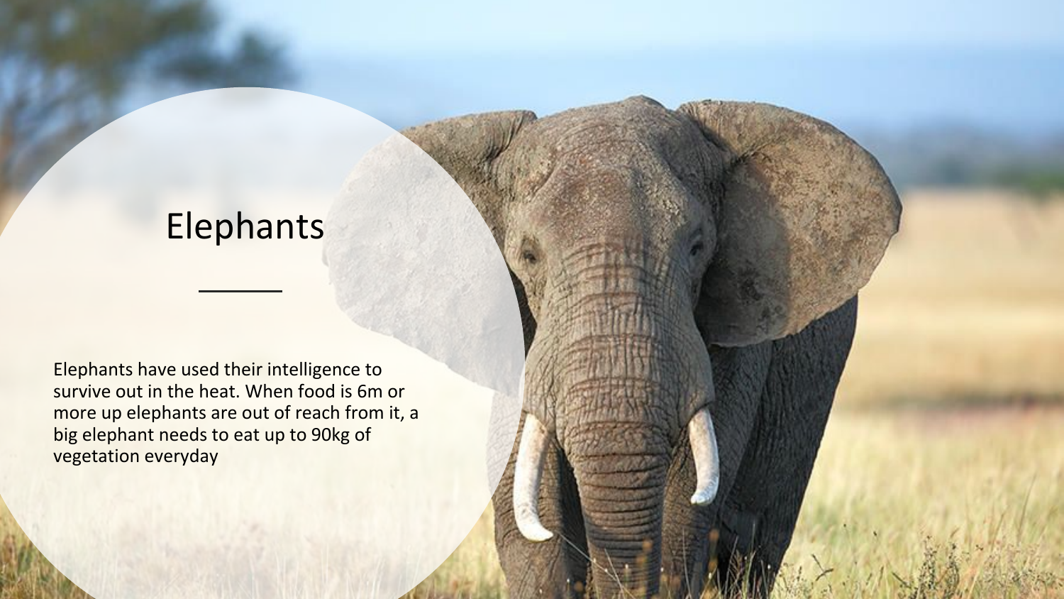# Elephants

Elephants have used their intelligence to survive out in the heat. When food is 6m or more up elephants are out of reach from it, a big elephant needs to eat up to 90kg of vegetation everyday